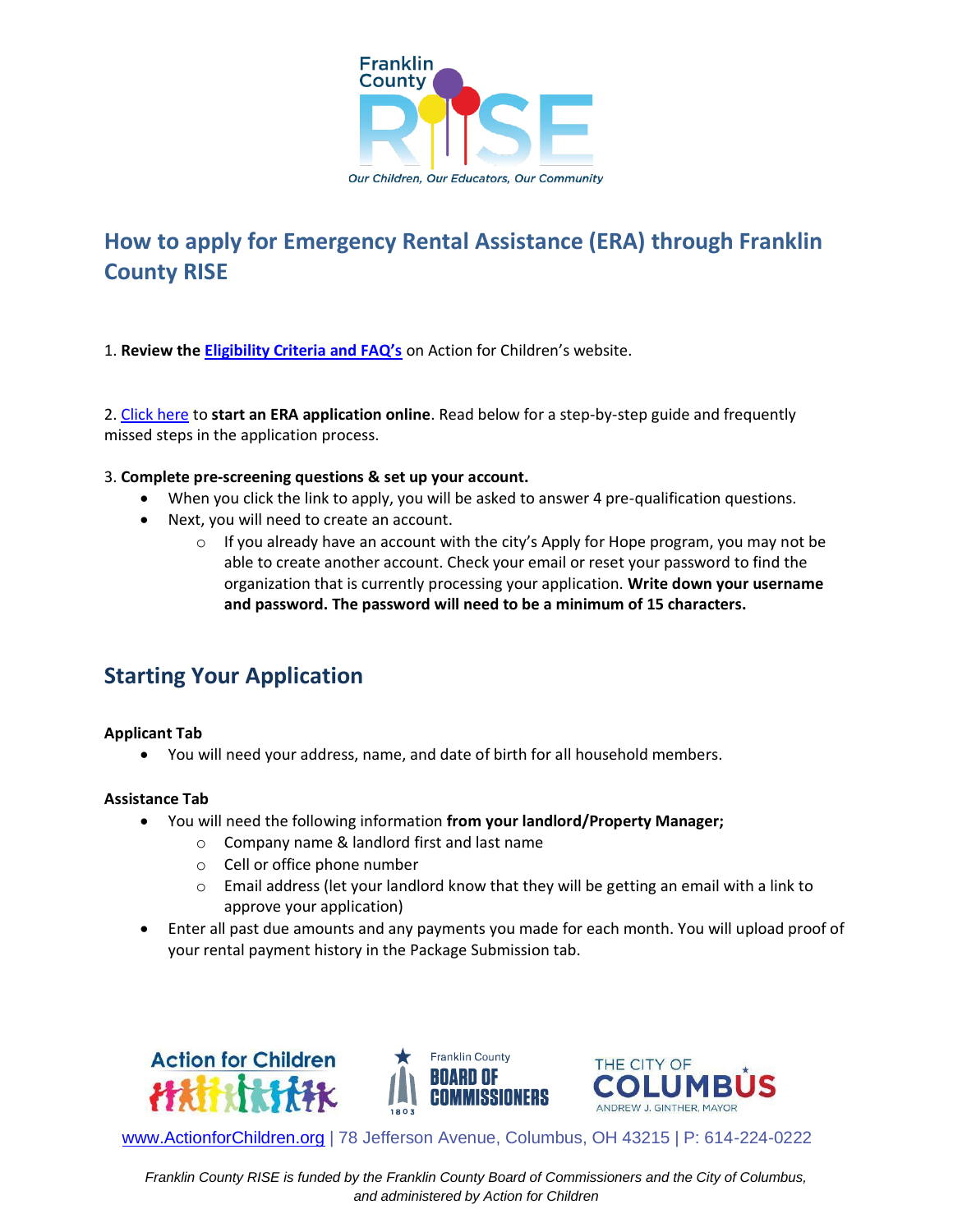# How to apply for Emergency Rental Assistance (ERA) through Franklin County RISE

1. **Review the Eligibility Criteria and FAQ's** on Action for Children's website.

2. Click here to **start an ERA application online**. Read below for a step-by-step guide and frequently missed steps in the application process.

3. **Complete pre-screening questions & set up your account.**
   - When you click the link to apply, you will be asked to answer 4 pre-qualification questions.
   - Next, you will need to create an account.
     - If you already have an account with the city's Apply for Hope program, you may not be able to create another account. Check your email or reset your password to find the organization that is currently processing your application. **Write down your username and password. The password will need to be a minimum of 15 characters.**

## Starting Your Application

**Applicant Tab**

- You will need your address, name, and date of birth for all household members.

**Assistance Tab**

- You will need the following information **from your landlord/Property Manager;**
  - Company name & landlord first and last name
  - Cell or office phone number
  - Email address (let your landlord know that they will be getting an email with a link to approve your application)
- Enter all past due amounts and any payments you made for each month. You will upload proof of your rental payment history in the Package Submission tab.

www.ActionforChildren.org | 78 Jefferson Avenue, Columbus, OH 43215 | P: 614-224-0222

*Franklin County RISE is funded by the Franklin County Board of Commissioners and the City of Columbus, and administered by Action for Children*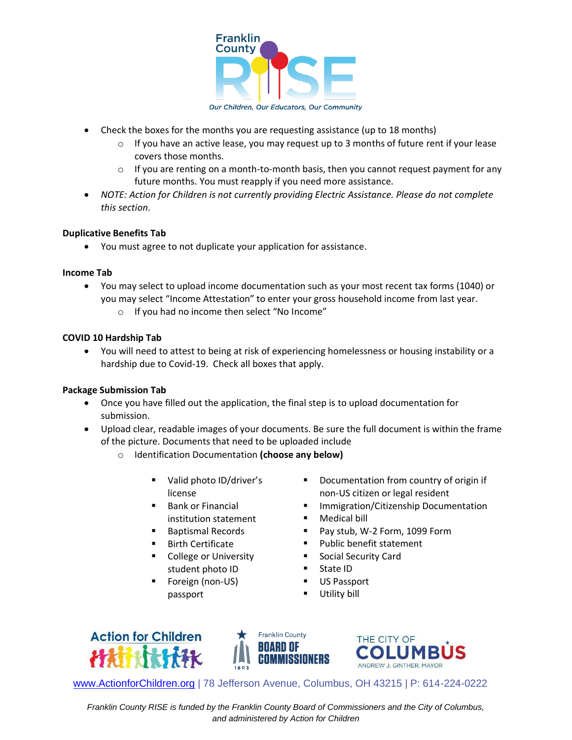- Check the boxes for the months you are requesting assistance (up to 18 months)
  - If you have an active lease, you may request up to 3 months of future rent if your lease covers those months.
  - If you are renting on a month-to-month basis, then you cannot request payment for any future months. You must reapply if you need more assistance.
- *NOTE: Action for Children is not currently providing Electric Assistance. Please do not complete this section.*

**Duplicative Benefits Tab**

- You must agree to not duplicate your application for assistance.

**Income Tab**

- You may select to upload income documentation such as your most recent tax forms (1040) or you may select "Income Attestation" to enter your gross household income from last year.
  - If you had no income then select "No Income"

**COVID 10 Hardship Tab**

- You will need to attest to being at risk of experiencing homelessness or housing instability or a hardship due to Covid-19. Check all boxes that apply.

**Package Submission Tab**

- Once you have filled out the application, the final step is to upload documentation for submission.
- Upload clear, readable images of your documents. Be sure the full document is within the frame of the picture. Documents that need to be uploaded include
  - Identification Documentation **(choose any below)**
    - Valid photo ID/driver's license
    - Bank or Financial institution statement
    - Baptismal Records
    - Birth Certificate
    - College or University student photo ID
    - Foreign (non-US) passport
    - Documentation from country of origin if non-US citizen or legal resident
    - Immigration/Citizenship Documentation
    - Medical bill
    - Pay stub, W-2 Form, 1099 Form
    - Public benefit statement
    - Social Security Card
    - State ID
    - US Passport
    - Utility bill

www.ActionforChildren.org | 78 Jefferson Avenue, Columbus, OH 43215 | P: 614-224-0222

*Franklin County RISE is funded by the Franklin County Board of Commissioners and the City of Columbus, and administered by Action for Children*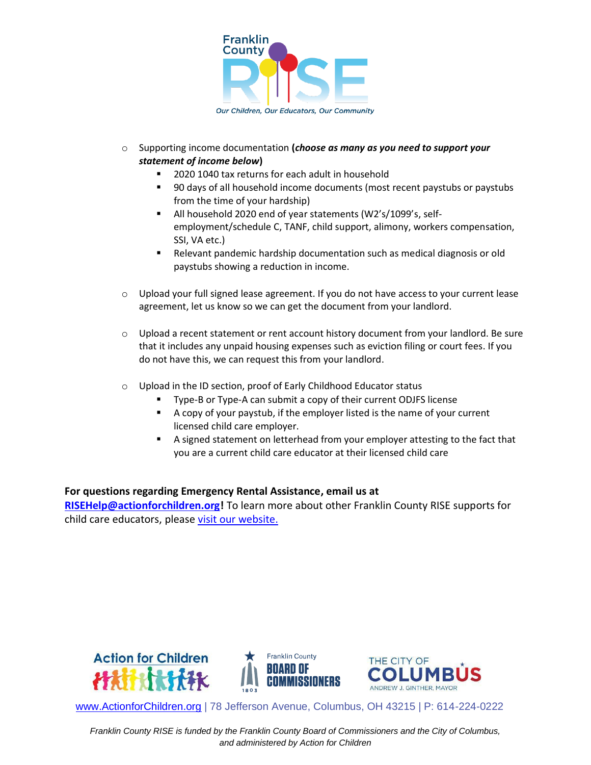- Supporting income documentation (***choose as many as you need to support your statement of income below***)
  - 2020 1040 tax returns for each adult in household
  - 90 days of all household income documents (most recent paystubs or paystubs from the time of your hardship)
  - All household 2020 end of year statements (W2's/1099's, self-employment/schedule C, TANF, child support, alimony, workers compensation, SSI, VA etc.)
  - Relevant pandemic hardship documentation such as medical diagnosis or old paystubs showing a reduction in income.

- Upload your full signed lease agreement. If you do not have access to your current lease agreement, let us know so we can get the document from your landlord.

- Upload a recent statement or rent account history document from your landlord. Be sure that it includes any unpaid housing expenses such as eviction filing or court fees. If you do not have this, we can request this from your landlord.

- Upload in the ID section, proof of Early Childhood Educator status
  - Type-B or Type-A can submit a copy of their current ODJFS license
  - A copy of your paystub, if the employer listed is the name of your current licensed child care employer.
  - A signed statement on letterhead from your employer attesting to the fact that you are a current child care educator at their licensed child care

**For questions regarding Emergency Rental Assistance, email us at [RISEHelp@actionforchildren.org](mailto:RISEHelp@actionforchildren.org)!** To learn more about other Franklin County RISE supports for child care educators, please visit our website.

www.ActionforChildren.org | 78 Jefferson Avenue, Columbus, OH 43215 | P: 614-224-0222

*Franklin County RISE is funded by the Franklin County Board of Commissioners and the City of Columbus, and administered by Action for Children*